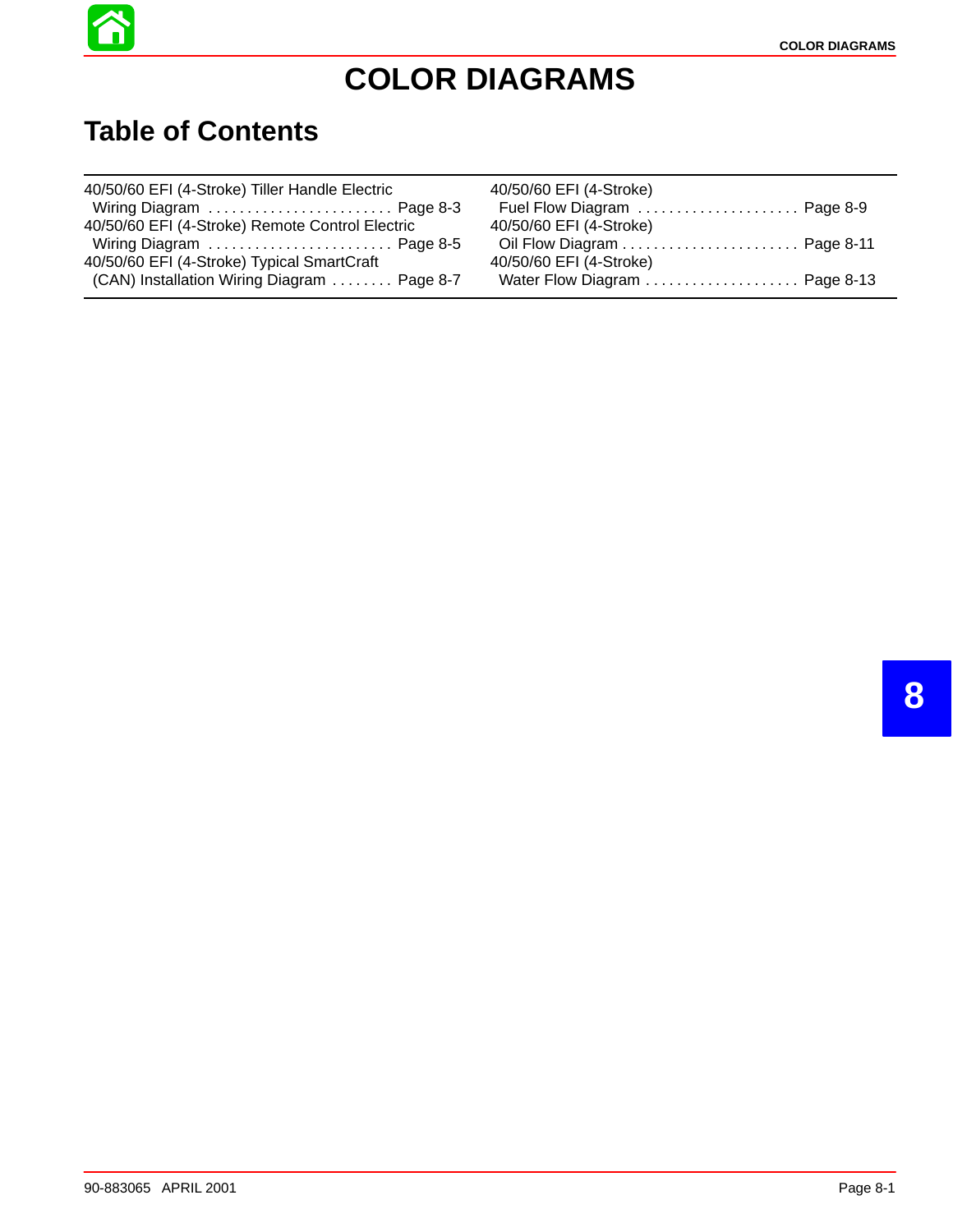# COLOR DIAGRAMS

## Table of Contents

| | |
|---|---|
| 40/50/60 EFI (4-Stroke) Tiller Handle Electric Wiring Diagram | Page 8-3 |
| 40/50/60 EFI (4-Stroke) Remote Control Electric Wiring Diagram | Page 8-5 |
| 40/50/60 EFI (4-Stroke) Typical SmartCraft (CAN) Installation Wiring Diagram | Page 8-7 |
| 40/50/60 EFI (4-Stroke) Fuel Flow Diagram | Page 8-9 |
| 40/50/60 EFI (4-Stroke) Oil Flow Diagram | Page 8-11 |
| 40/50/60 EFI (4-Stroke) Water Flow Diagram | Page 8-13 |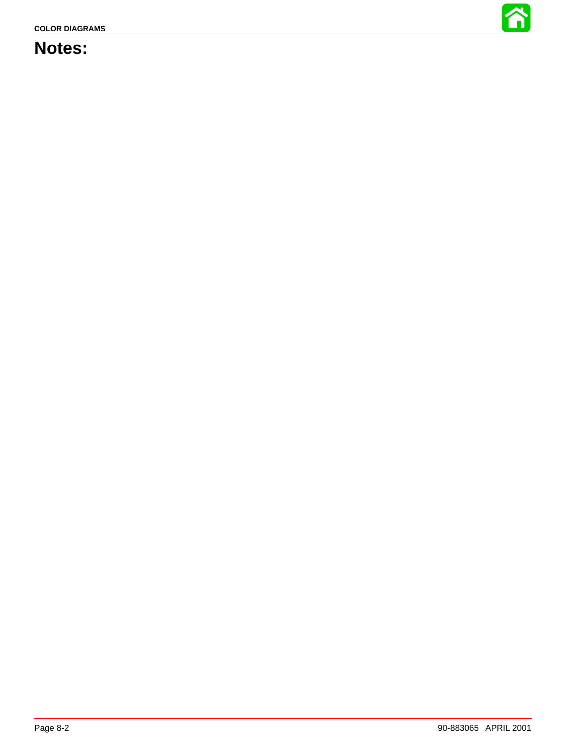# Notes: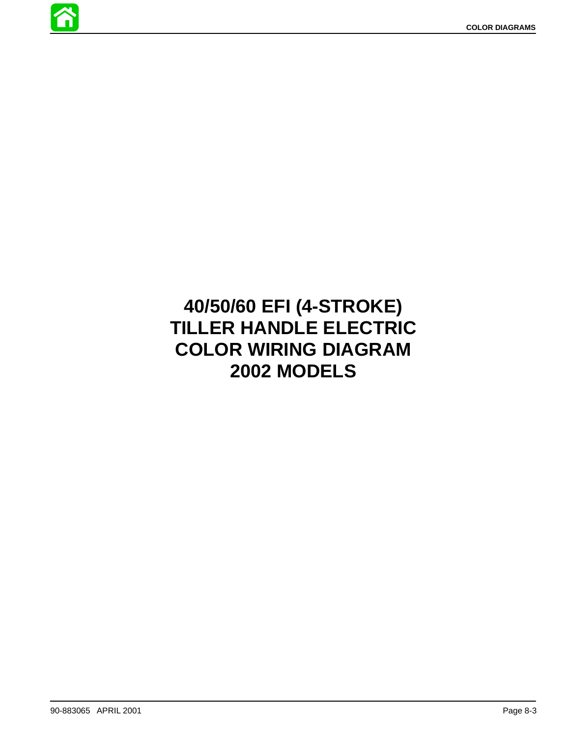# 40/50/60 EFI (4-STROKE) TILLER HANDLE ELECTRIC COLOR WIRING DIAGRAM 2002 MODELS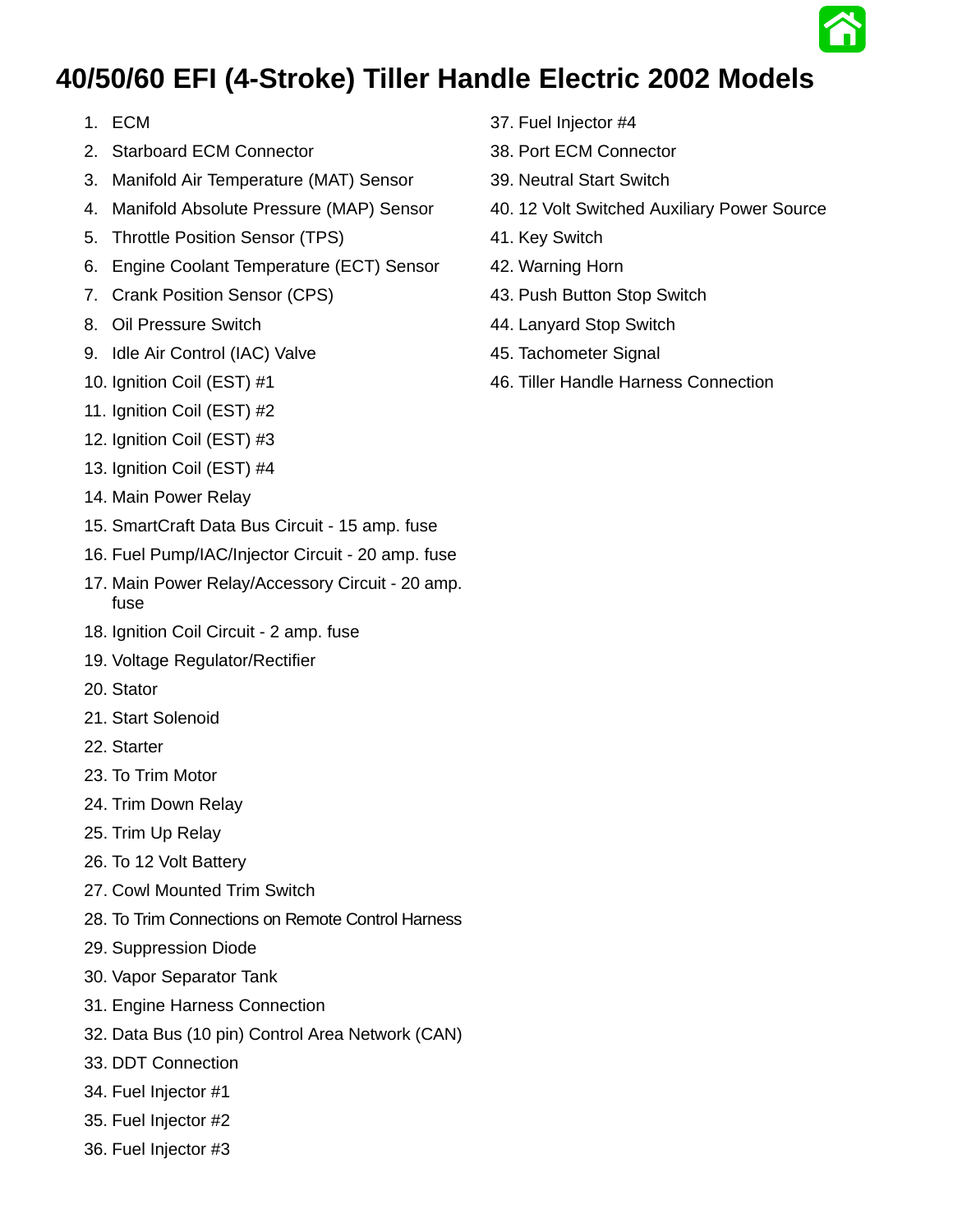# 40/50/60 EFI (4-Stroke) Tiller Handle Electric 2002 Models

1. ECM
2. Starboard ECM Connector
3. Manifold Air Temperature (MAT) Sensor
4. Manifold Absolute Pressure (MAP) Sensor
5. Throttle Position Sensor (TPS)
6. Engine Coolant Temperature (ECT) Sensor
7. Crank Position Sensor (CPS)
8. Oil Pressure Switch
9. Idle Air Control (IAC) Valve
10. Ignition Coil (EST) #1
11. Ignition Coil (EST) #2
12. Ignition Coil (EST) #3
13. Ignition Coil (EST) #4
14. Main Power Relay
15. SmartCraft Data Bus Circuit - 15 amp. fuse
16. Fuel Pump/IAC/Injector Circuit - 20 amp. fuse
17. Main Power Relay/Accessory Circuit - 20 amp. fuse
18. Ignition Coil Circuit - 2 amp. fuse
19. Voltage Regulator/Rectifier
20. Stator
21. Start Solenoid
22. Starter
23. To Trim Motor
24. Trim Down Relay
25. Trim Up Relay
26. To 12 Volt Battery
27. Cowl Mounted Trim Switch
28. To Trim Connections on Remote Control Harness
29. Suppression Diode
30. Vapor Separator Tank
31. Engine Harness Connection
32. Data Bus (10 pin) Control Area Network (CAN)
33. DDT Connection
34. Fuel Injector #1
35. Fuel Injector #2
36. Fuel Injector #3
37. Fuel Injector #4
38. Port ECM Connector
39. Neutral Start Switch
40. 12 Volt Switched Auxiliary Power Source
41. Key Switch
42. Warning Horn
43. Push Button Stop Switch
44. Lanyard Stop Switch
45. Tachometer Signal
46. Tiller Handle Harness Connection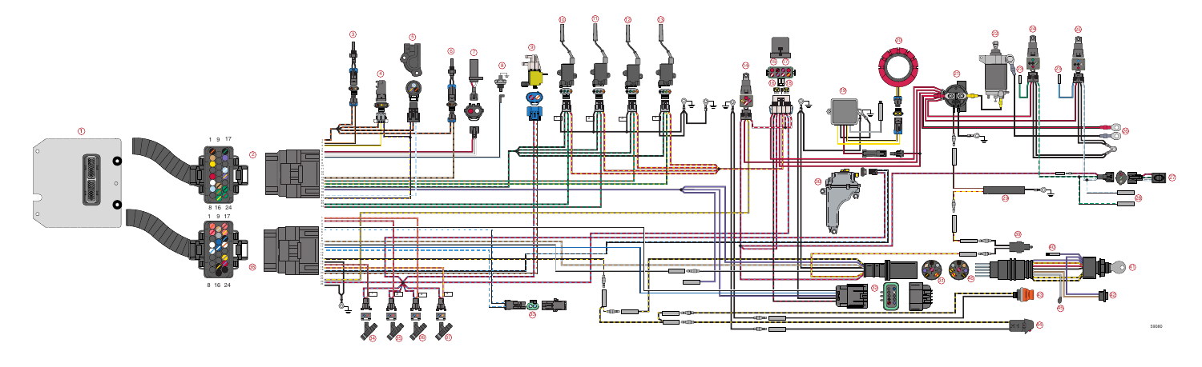1 9 17

8 16 24

1 9 17

8 16 24

59060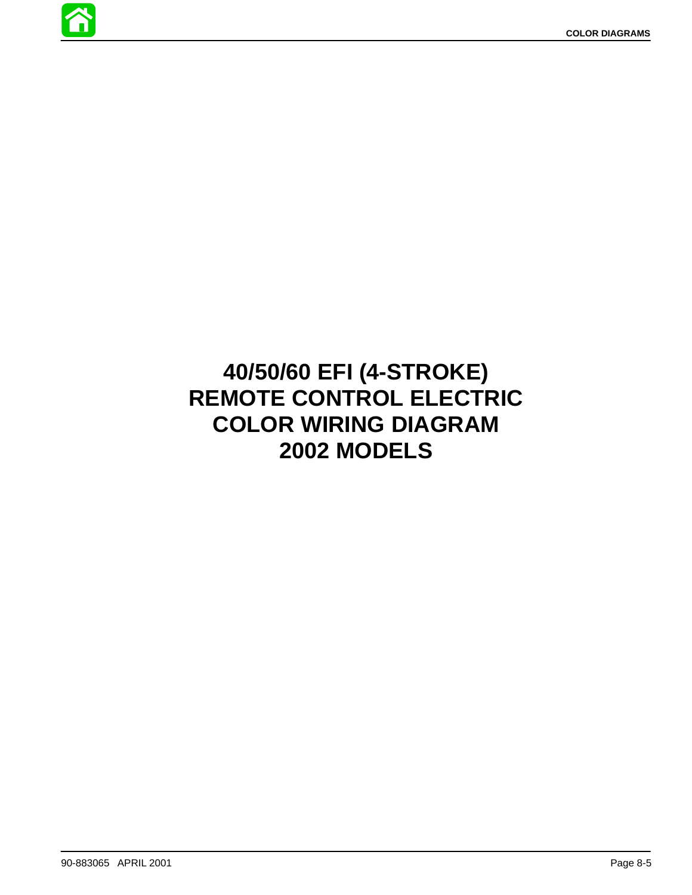# 40/50/60 EFI (4-STROKE) REMOTE CONTROL ELECTRIC COLOR WIRING DIAGRAM 2002 MODELS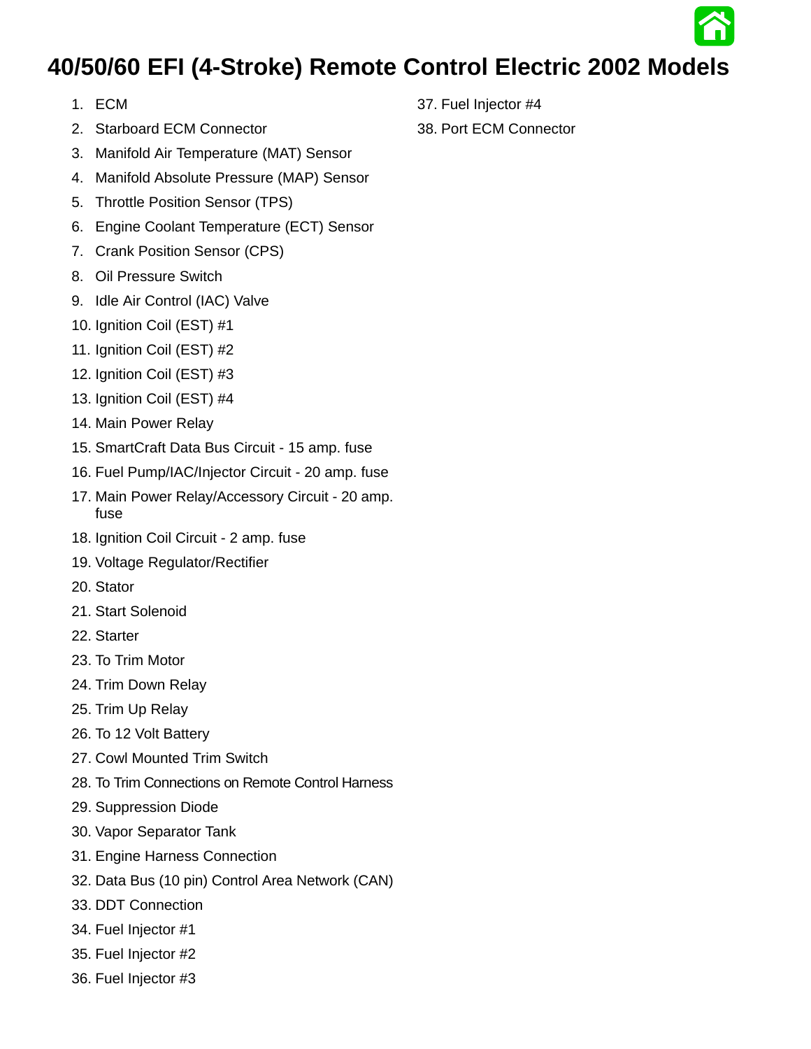# 40/50/60 EFI (4-Stroke) Remote Control Electric 2002 Models

1. ECM
2. Starboard ECM Connector
3. Manifold Air Temperature (MAT) Sensor
4. Manifold Absolute Pressure (MAP) Sensor
5. Throttle Position Sensor (TPS)
6. Engine Coolant Temperature (ECT) Sensor
7. Crank Position Sensor (CPS)
8. Oil Pressure Switch
9. Idle Air Control (IAC) Valve
10. Ignition Coil (EST) #1
11. Ignition Coil (EST) #2
12. Ignition Coil (EST) #3
13. Ignition Coil (EST) #4
14. Main Power Relay
15. SmartCraft Data Bus Circuit - 15 amp. fuse
16. Fuel Pump/IAC/Injector Circuit - 20 amp. fuse
17. Main Power Relay/Accessory Circuit - 20 amp. fuse
18. Ignition Coil Circuit - 2 amp. fuse
19. Voltage Regulator/Rectifier
20. Stator
21. Start Solenoid
22. Starter
23. To Trim Motor
24. Trim Down Relay
25. Trim Up Relay
26. To 12 Volt Battery
27. Cowl Mounted Trim Switch
28. To Trim Connections on Remote Control Harness
29. Suppression Diode
30. Vapor Separator Tank
31. Engine Harness Connection
32. Data Bus (10 pin) Control Area Network (CAN)
33. DDT Connection
34. Fuel Injector #1
35. Fuel Injector #2
36. Fuel Injector #3
37. Fuel Injector #4
38. Port ECM Connector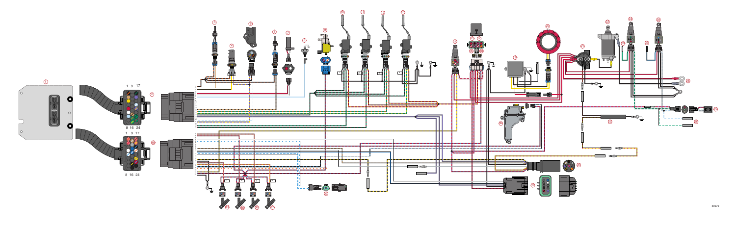59079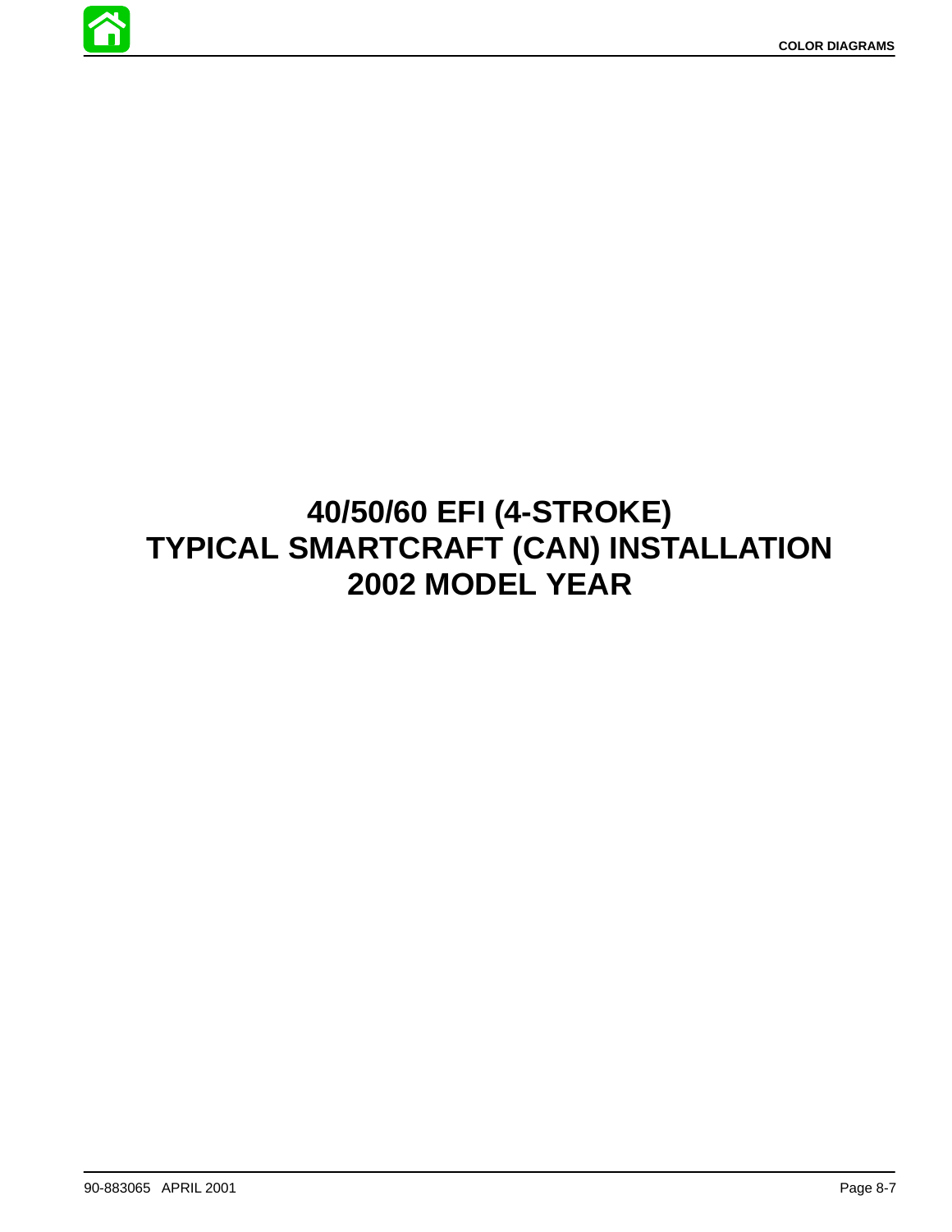# 40/50/60 EFI (4-STROKE)
# TYPICAL SMARTCRAFT (CAN) INSTALLATION
# 2002 MODEL YEAR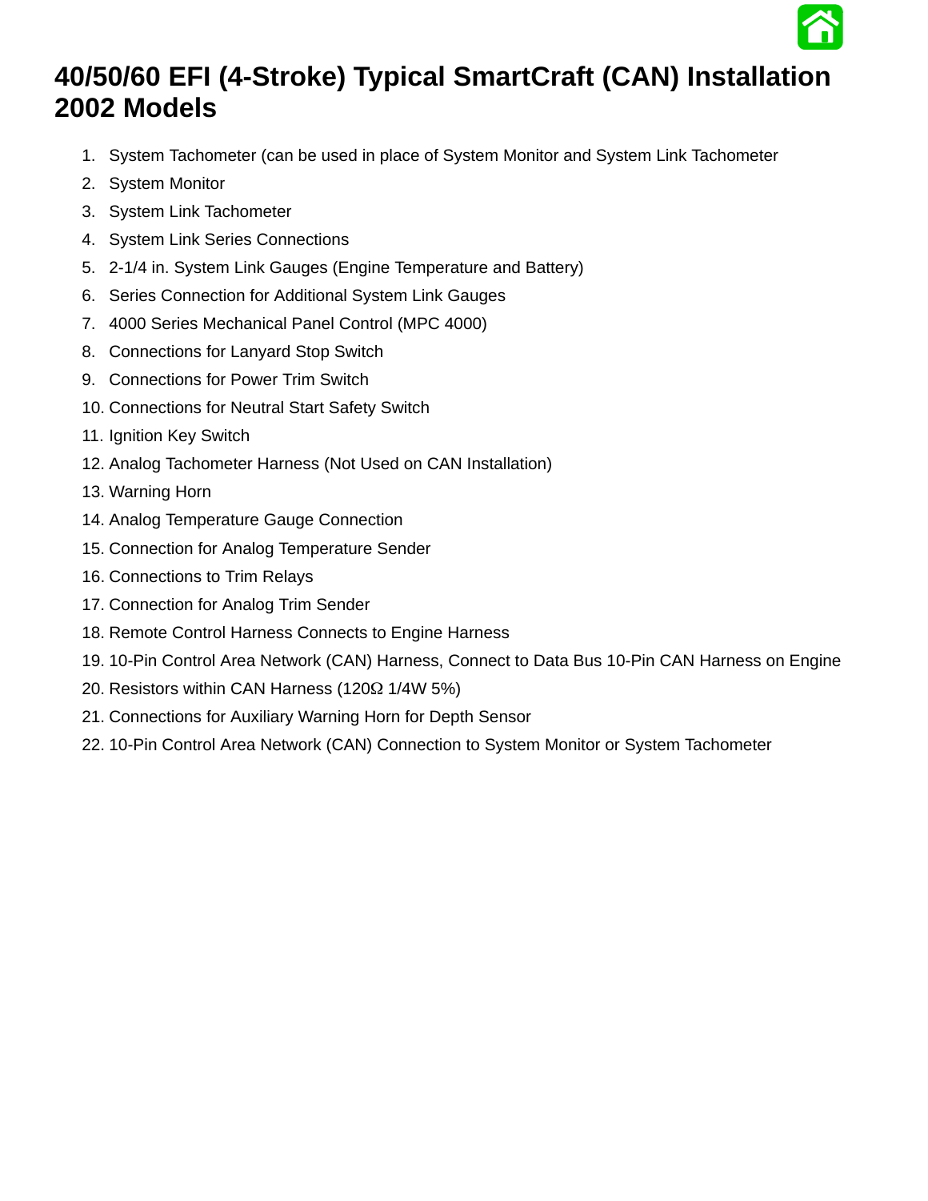# 40/50/60 EFI (4-Stroke) Typical SmartCraft (CAN) Installation 2002 Models

1. System Tachometer (can be used in place of System Monitor and System Link Tachometer
2. System Monitor
3. System Link Tachometer
4. System Link Series Connections
5. 2-1/4 in. System Link Gauges (Engine Temperature and Battery)
6. Series Connection for Additional System Link Gauges
7. 4000 Series Mechanical Panel Control (MPC 4000)
8. Connections for Lanyard Stop Switch
9. Connections for Power Trim Switch
10. Connections for Neutral Start Safety Switch
11. Ignition Key Switch
12. Analog Tachometer Harness (Not Used on CAN Installation)
13. Warning Horn
14. Analog Temperature Gauge Connection
15. Connection for Analog Temperature Sender
16. Connections to Trim Relays
17. Connection for Analog Trim Sender
18. Remote Control Harness Connects to Engine Harness
19. 10-Pin Control Area Network (CAN) Harness, Connect to Data Bus 10-Pin CAN Harness on Engine
20. Resistors within CAN Harness (120Ω 1/4W 5%)
21. Connections for Auxiliary Warning Horn for Depth Sensor
22. 10-Pin Control Area Network (CAN) Connection to System Monitor or System Tachometer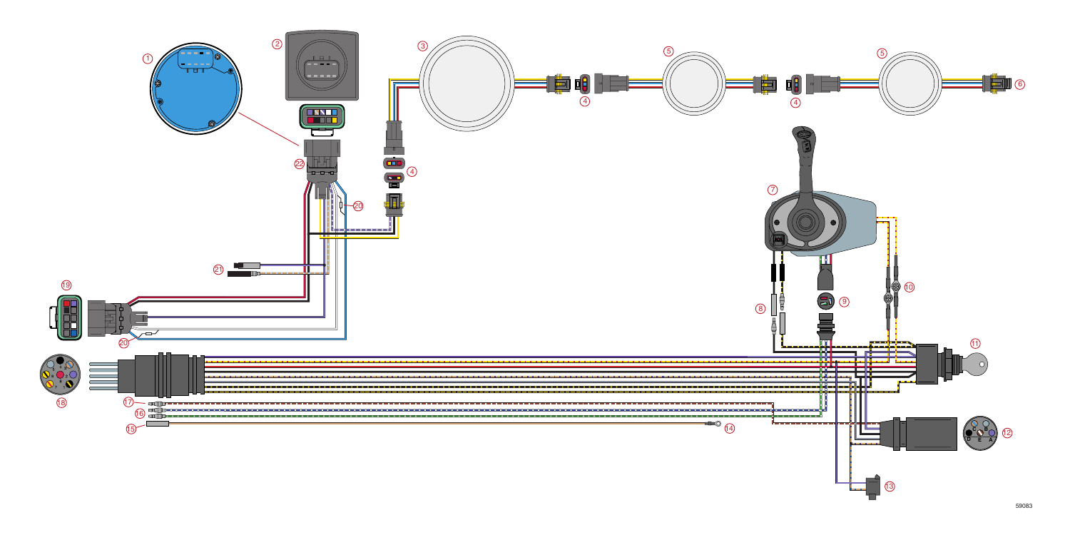59083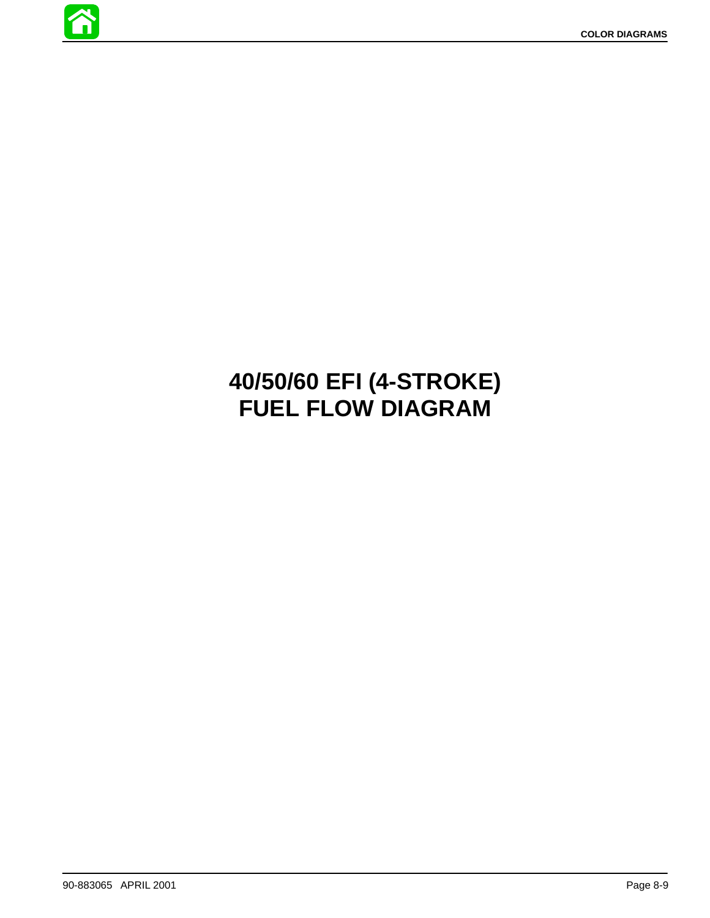# 40/50/60 EFI (4-STROKE) FUEL FLOW DIAGRAM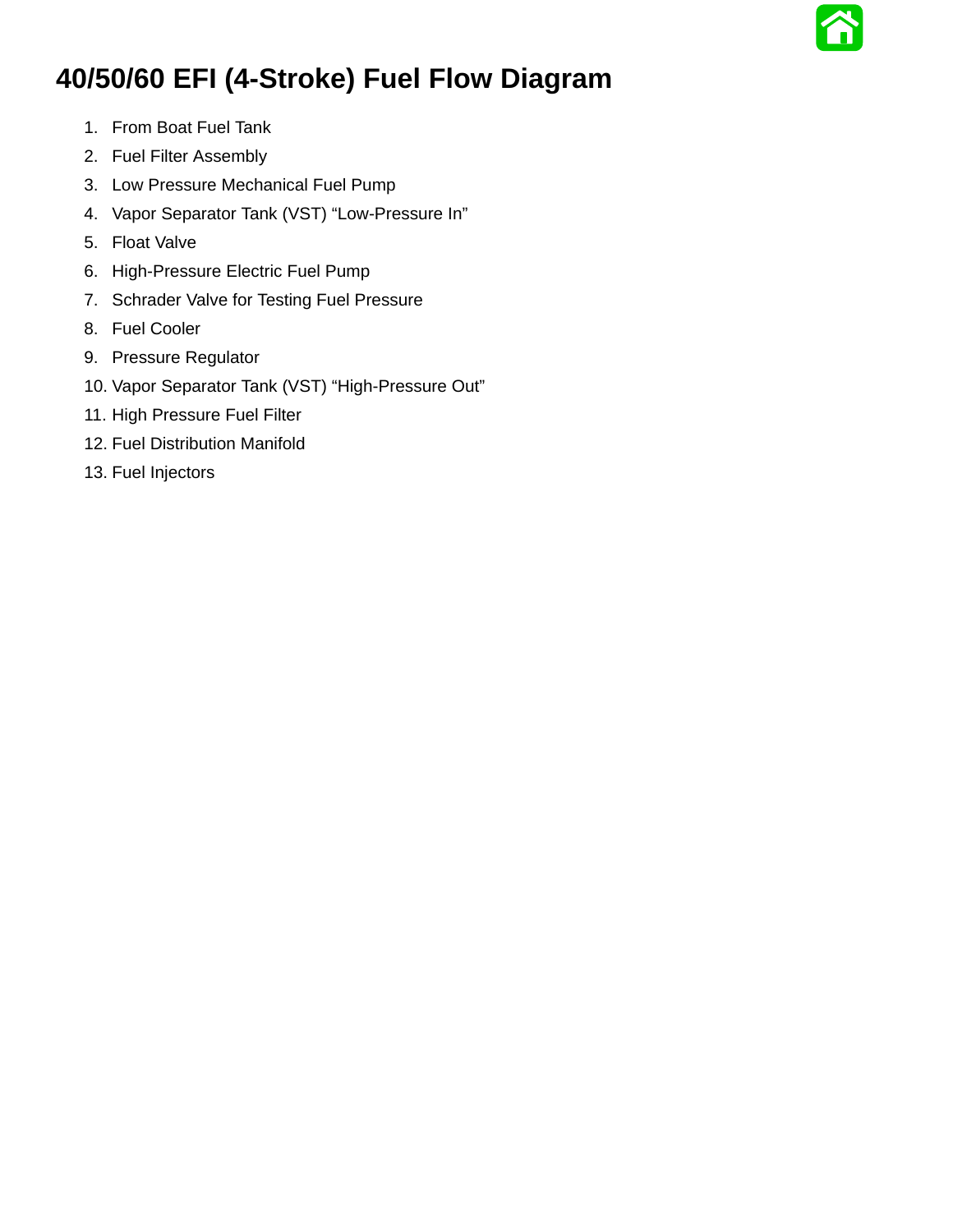# 40/50/60 EFI (4-Stroke) Fuel Flow Diagram

1. From Boat Fuel Tank
2. Fuel Filter Assembly
3. Low Pressure Mechanical Fuel Pump
4. Vapor Separator Tank (VST) “Low-Pressure In”
5. Float Valve
6. High-Pressure Electric Fuel Pump
7. Schrader Valve for Testing Fuel Pressure
8. Fuel Cooler
9. Pressure Regulator
10. Vapor Separator Tank (VST) “High-Pressure Out”
11. High Pressure Fuel Filter
12. Fuel Distribution Manifold
13. Fuel Injectors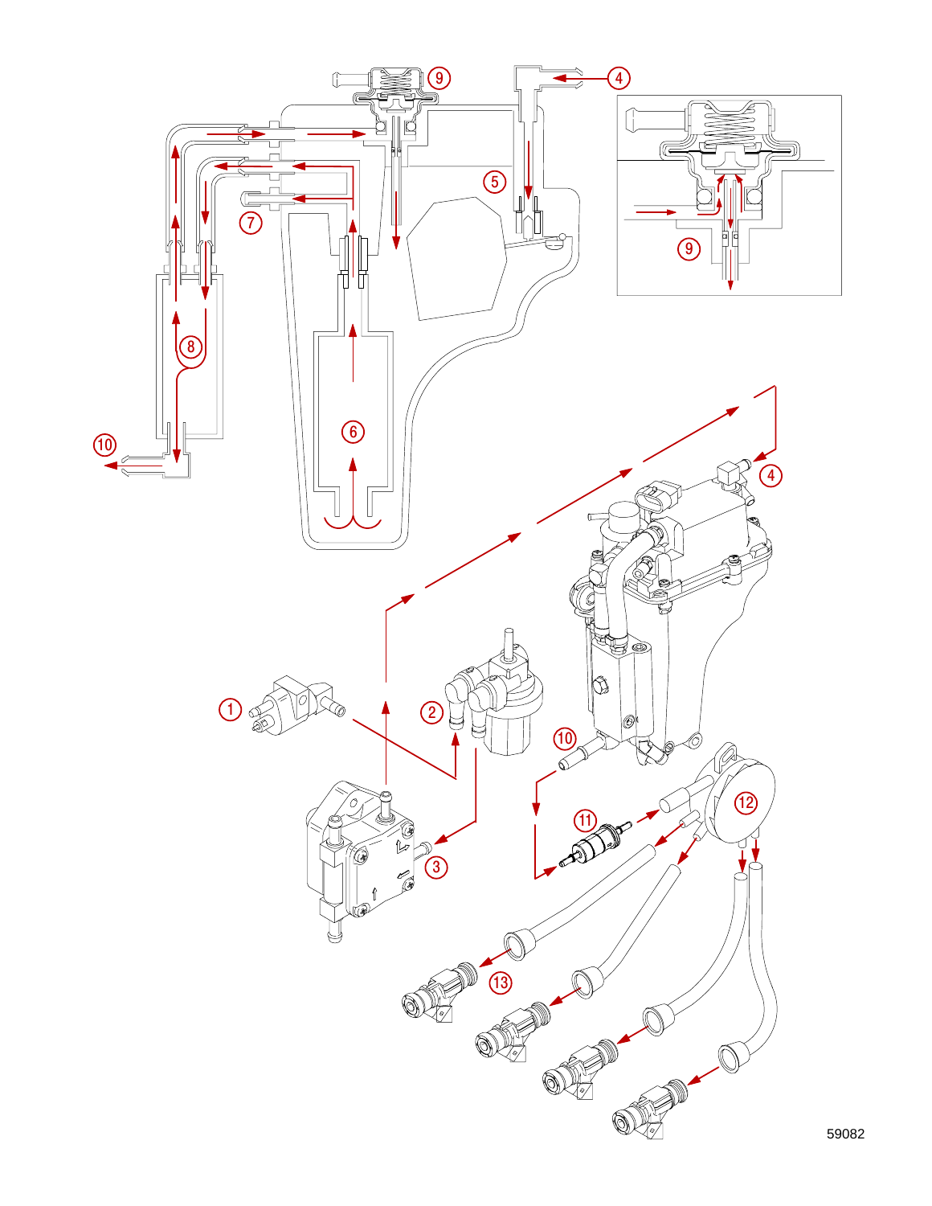59082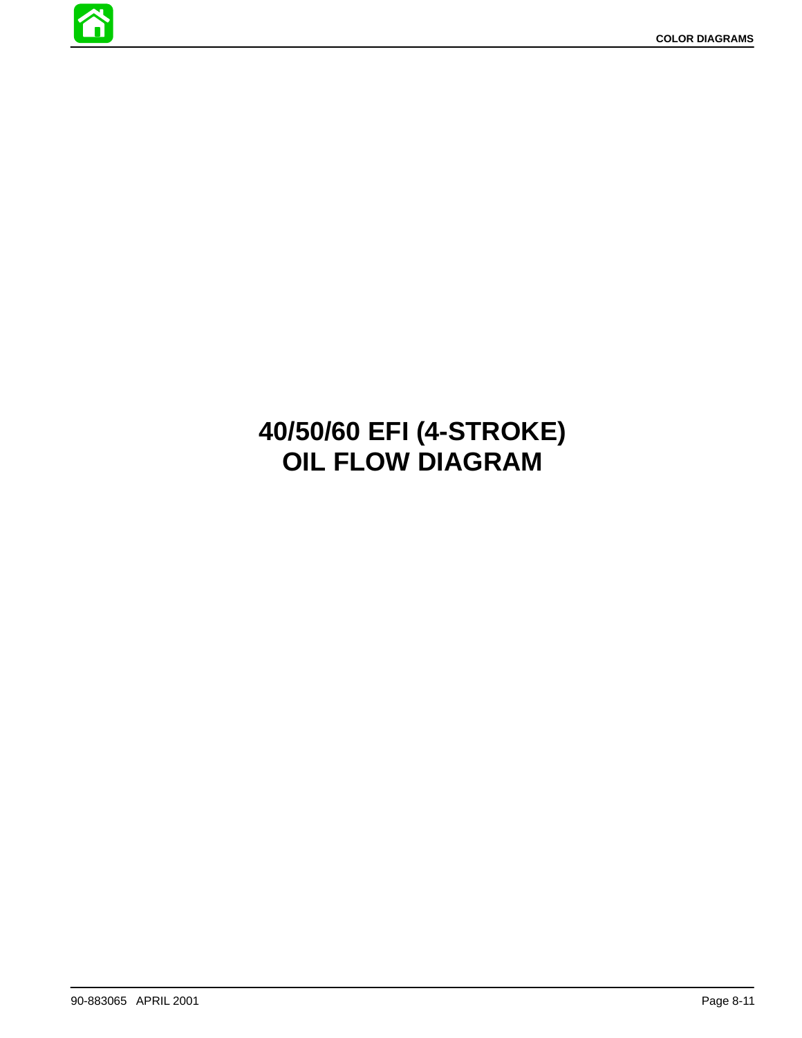# 40/50/60 EFI (4-STROKE) OIL FLOW DIAGRAM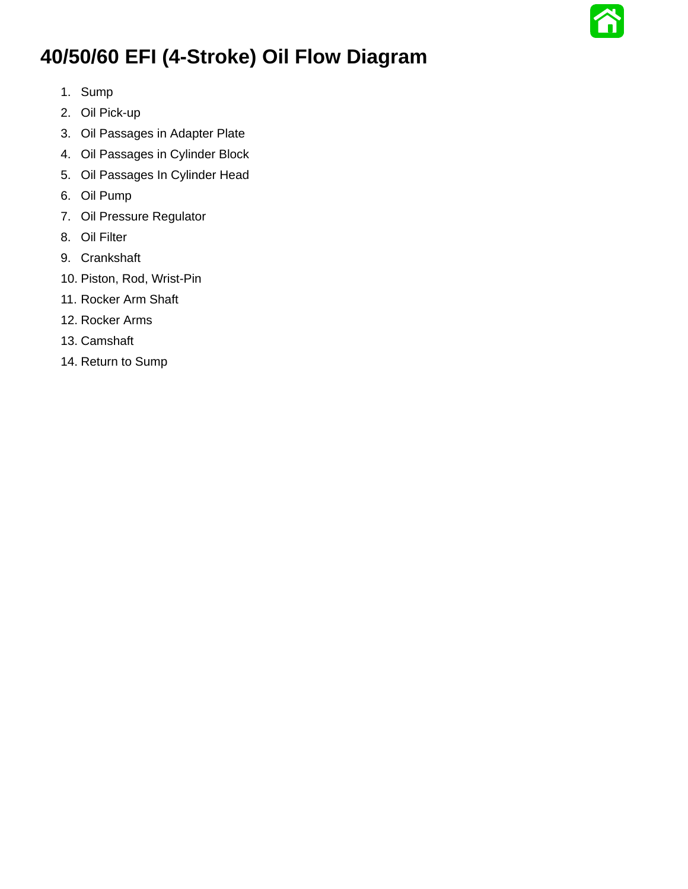# 40/50/60 EFI (4-Stroke) Oil Flow Diagram

1. Sump
2. Oil Pick-up
3. Oil Passages in Adapter Plate
4. Oil Passages in Cylinder Block
5. Oil Passages In Cylinder Head
6. Oil Pump
7. Oil Pressure Regulator
8. Oil Filter
9. Crankshaft
10. Piston, Rod, Wrist-Pin
11. Rocker Arm Shaft
12. Rocker Arms
13. Camshaft
14. Return to Sump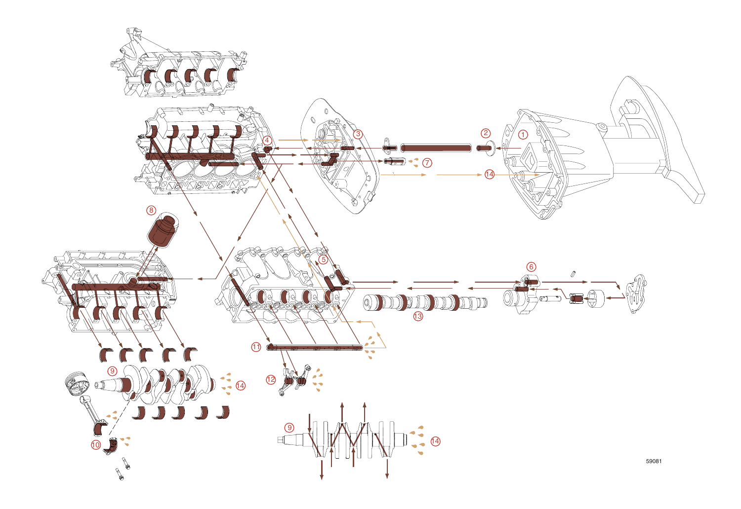59081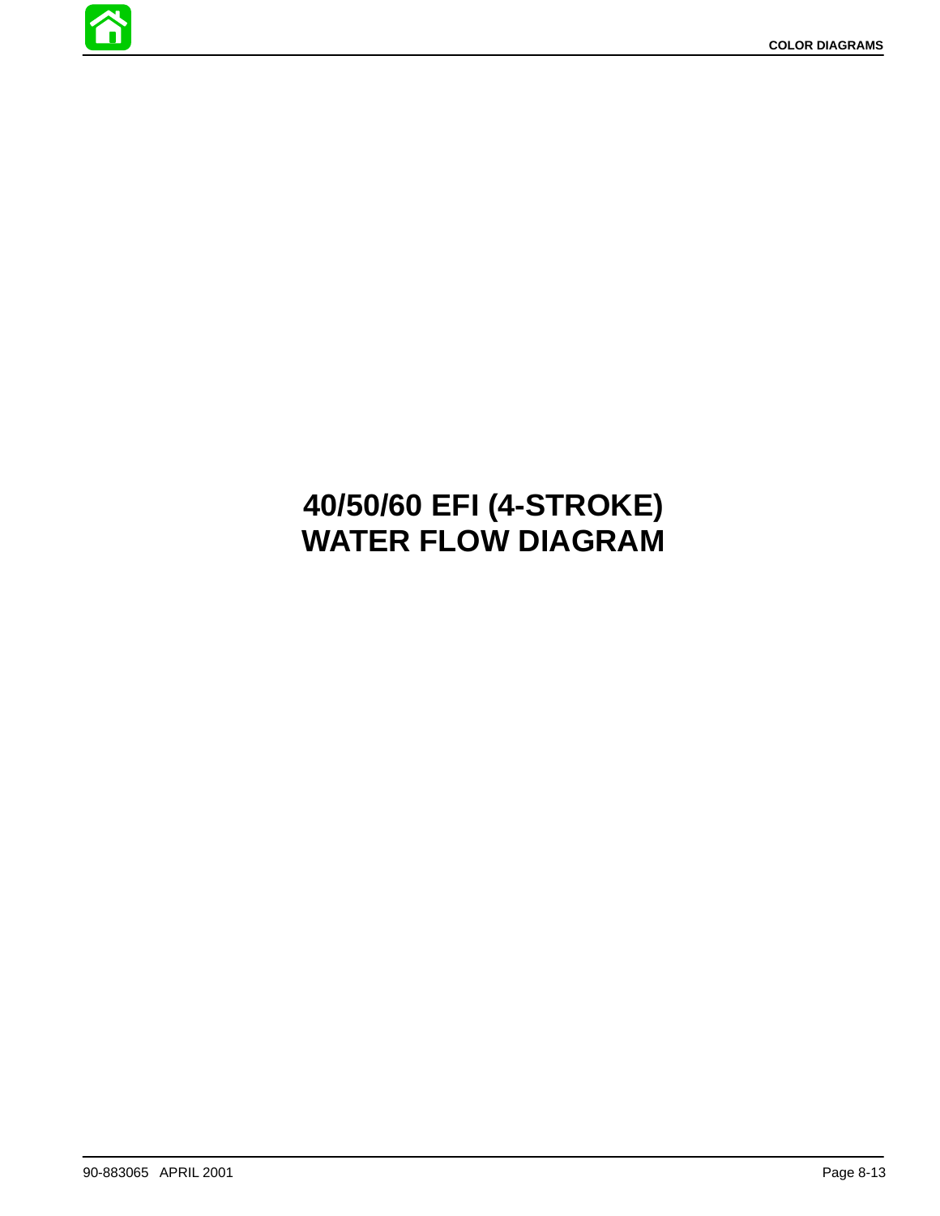# 40/50/60 EFI (4-STROKE)
# WATER FLOW DIAGRAM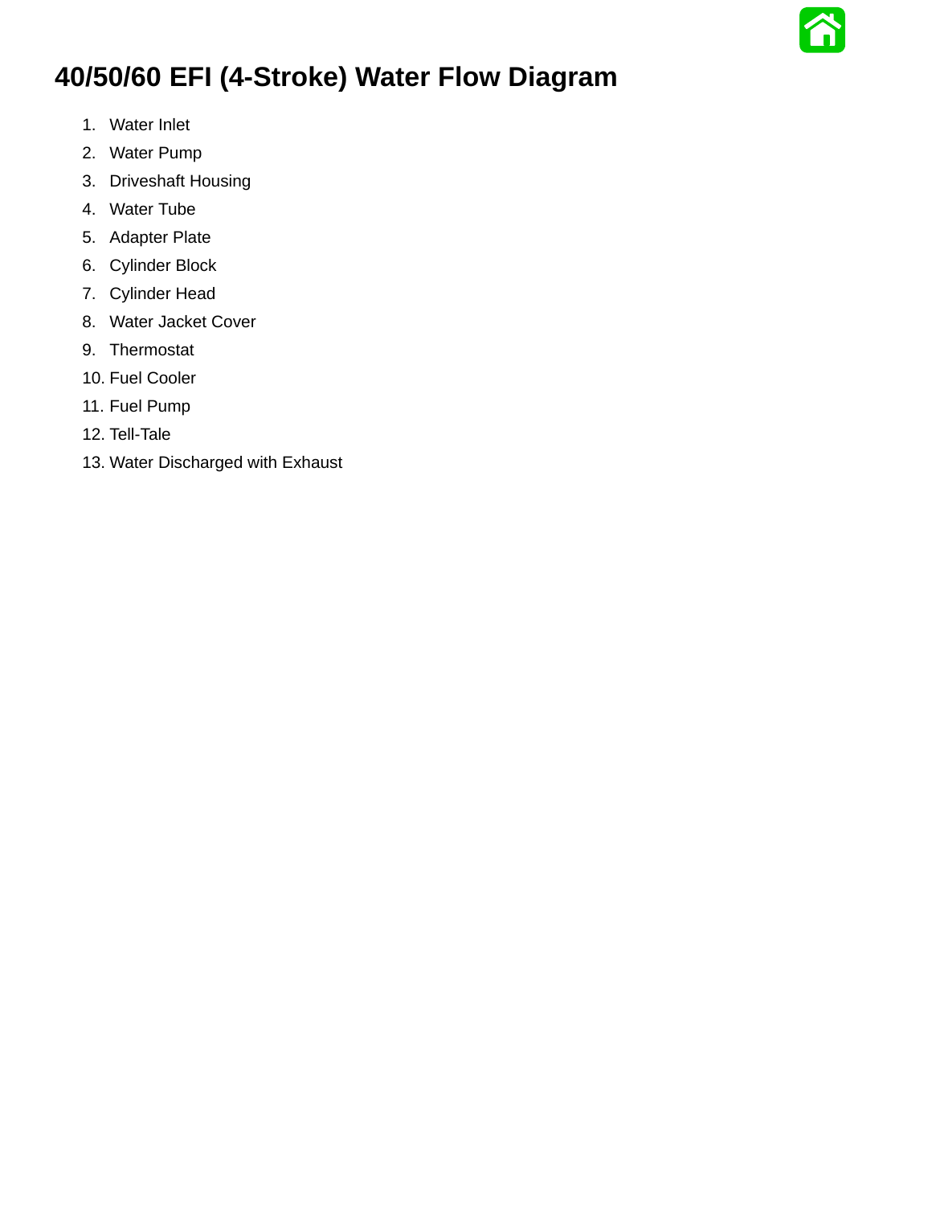# 40/50/60 EFI (4-Stroke) Water Flow Diagram

1. Water Inlet
2. Water Pump
3. Driveshaft Housing
4. Water Tube
5. Adapter Plate
6. Cylinder Block
7. Cylinder Head
8. Water Jacket Cover
9. Thermostat
10. Fuel Cooler
11. Fuel Pump
12. Tell-Tale
13. Water Discharged with Exhaust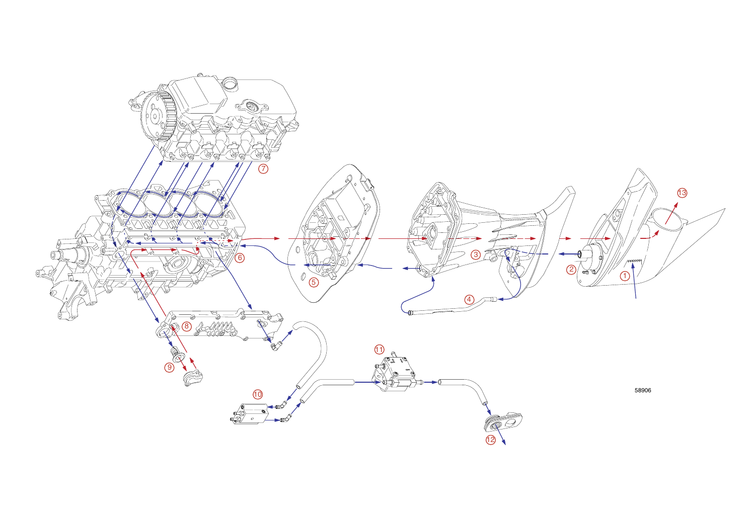7

6

5

3

2

1

13

4

8

9

10

11

12

58906